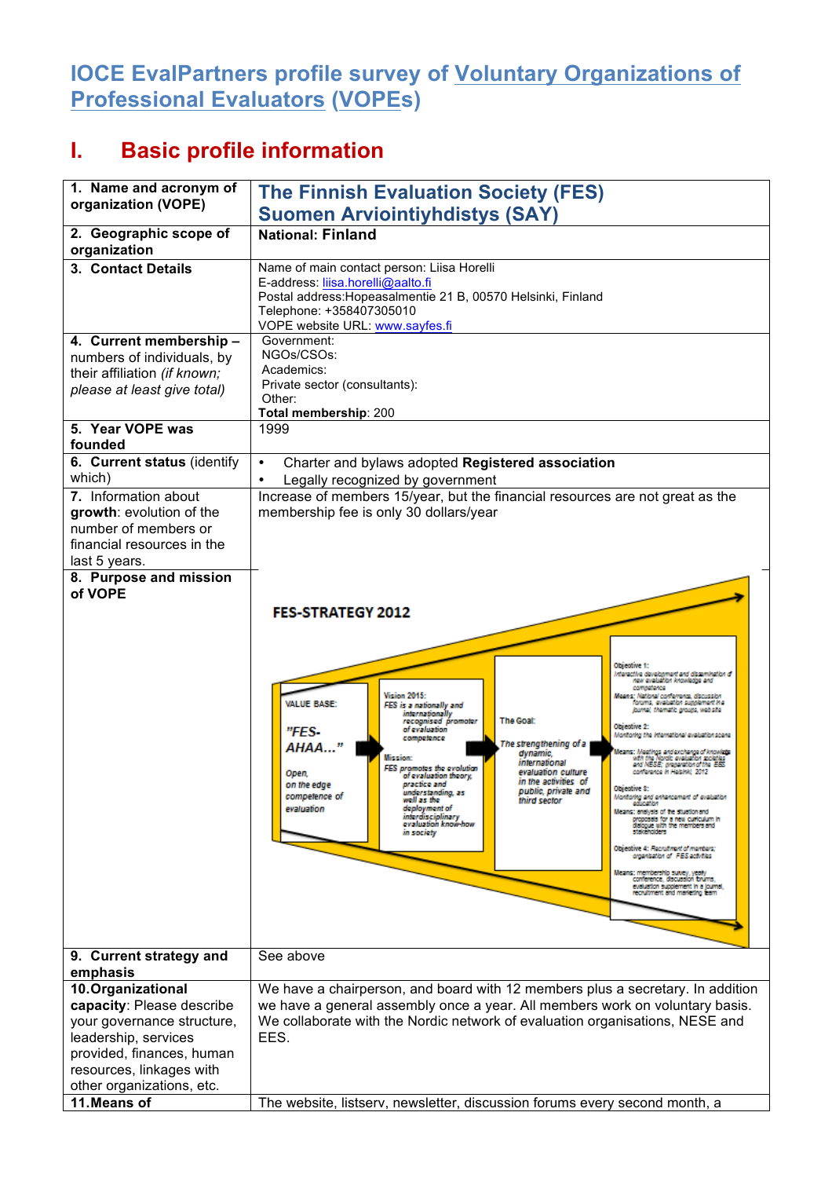# IOCE EvalPartners profile survey of Voluntary Organizations of Professional Evaluators (VOPEs)

## I. Basic profile information

| | |
|---|---|
| **1. Name and acronym of organization (VOPE)** | **The Finnish Evaluation Society (FES)**<br>**Suomen Arviointiyhdistys (SAY)** |
| **2. Geographic scope of organization** | **National: Finland** |
| **3. Contact Details** | Name of main contact person: Liisa Horelli<br>E-address: liisa.horelli@aalto.fi<br>Postal address:Hopeasalmentie 21 B, 00570 Helsinki, Finland<br>Telephone: +358407305010<br>VOPE website URL: www.sayfes.fi |
| **4. Current membership –** numbers of individuals, by their affiliation *(if known; please at least give total)* | Government:<br>NGOs/CSOs:<br>Academics:<br>Private sector (consultants):<br>Other:<br>**Total membership**: 200 |
| **5. Year VOPE was founded** | 1999 |
| **6. Current status** (identify which) | • Charter and bylaws adopted **Registered association**<br>• Legally recognized by government |
| **7.** Information about **growth**: evolution of the number of members or financial resources in the last 5 years. | Increase of members 15/year, but the financial resources are not great as the membership fee is only 30 dollars/year |
| **8. Purpose and mission of VOPE** | **FES-STRATEGY 2012**<br>VALUE BASE: "FES-AHAA…" Open, on the edge competence of evaluation → Vision 2015: FES is a nationally and internationally recognized promoter of evaluation competence. Mission: FES promotes the evolution of evaluation theory, practice and understanding, as well as the deployment of interdisciplinary evaluation know-how in society → The Goal: The strengthening of a dynamic, international evaluation culture in the activities of public, private and third sector → Objective 1: Interactive development and dissemination of new evaluation knowledge and competence. Means: National conference, discussion forums, evaluation supplement in a journal, thematic groups, web site. Objective 2: Monitoring the international evaluation scene. Means: Meetings and exchange of knowledge with the Nordic evaluation societies and NESE; preparation of the EES conference in Helsinki, 2012. Objective 3: Monitoring and enhancement of evaluation education. Means: analysis of the situation and proposals for a new curriculum in dialogue with the members and stakeholders. Objective 4: Recruitment of members; organisation of FES activities. Means: membership survey, yearly conference, discussion forums, evaluation supplement in a journal, recruitment and marketing team |
| **9. Current strategy and emphasis** | See above |
| **10.Organizational capacity**: Please describe your governance structure, leadership, services provided, finances, human resources, linkages with other organizations, etc. | We have a chairperson, and board with 12 members plus a secretary. In addition we have a general assembly once a year. All members work on voluntary basis. We collaborate with the Nordic network of evaluation organisations, NESE and EES. |
| **11.Means of** | The website, listserv, newsletter, discussion forums every second month, a |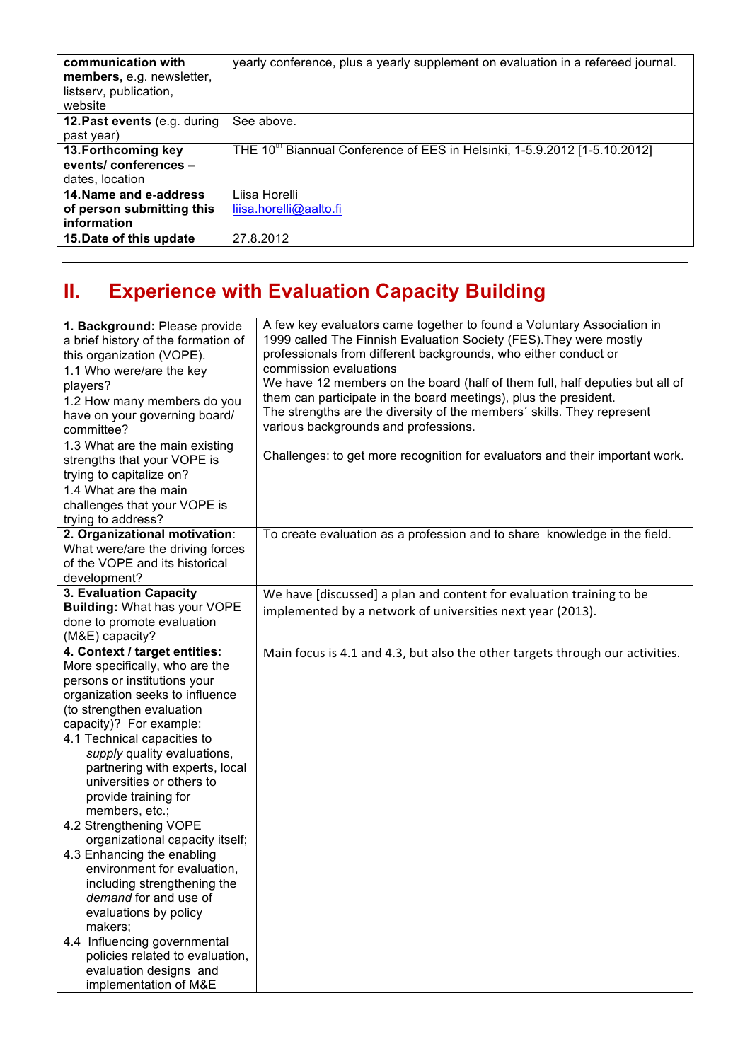| | |
|---|---|
| **communication with members,** e.g. newsletter, listserv, publication, website | yearly conference, plus a yearly supplement on evaluation in a refereed journal. |
| **12.Past events** (e.g. during past year) | See above. |
| **13.Forthcoming key events/ conferences –** dates, location | THE 10[th] Biannual Conference of EES in Helsinki, 1-5.9.2012 [1-5.10.2012] |
| **14.Name and e-address of person submitting this information** | Liisa Horelli<br>liisa.horelli@aalto.fi |
| **15.Date of this update** | 27.8.2012 |

## II. Experience with Evaluation Capacity Building

| | |
|---|---|
| **1. Background:** Please provide a brief history of the formation of this organization (VOPE).<br>1.1 Who were/are the key players?<br>1.2 How many members do you have on your governing board/ committee?<br>1.3 What are the main existing strengths that your VOPE is trying to capitalize on?<br>1.4 What are the main challenges that your VOPE is trying to address? | A few key evaluators came together to found a Voluntary Association in 1999 called The Finnish Evaluation Society (FES).They were mostly professionals from different backgrounds, who either conduct or commission evaluations<br>We have 12 members on the board (half of them full, half deputies but all of them can participate in the board meetings), plus the president.<br>The strengths are the diversity of the members´ skills. They represent various backgrounds and professions.<br><br>Challenges: to get more recognition for evaluators and their important work. |
| **2. Organizational motivation**: What were/are the driving forces of the VOPE and its historical development? | To create evaluation as a profession and to share knowledge in the field. |
| **3. Evaluation Capacity Building:** What has your VOPE done to promote evaluation (M&E) capacity? | We have [discussed] a plan and content for evaluation training to be implemented by a network of universities next year (2013). |
| **4. Context / target entities:** More specifically, who are the persons or institutions your organization seeks to influence (to strengthen evaluation capacity)? For example:<br>4.1 Technical capacities to *supply* quality evaluations, partnering with experts, local universities or others to provide training for members, etc.;<br>4.2 Strengthening VOPE organizational capacity itself;<br>4.3 Enhancing the enabling environment for evaluation, including strengthening the *demand* for and use of evaluations by policy makers;<br>4.4 Influencing governmental policies related to evaluation, evaluation designs and implementation of M&E | Main focus is 4.1 and 4.3, but also the other targets through our activities. |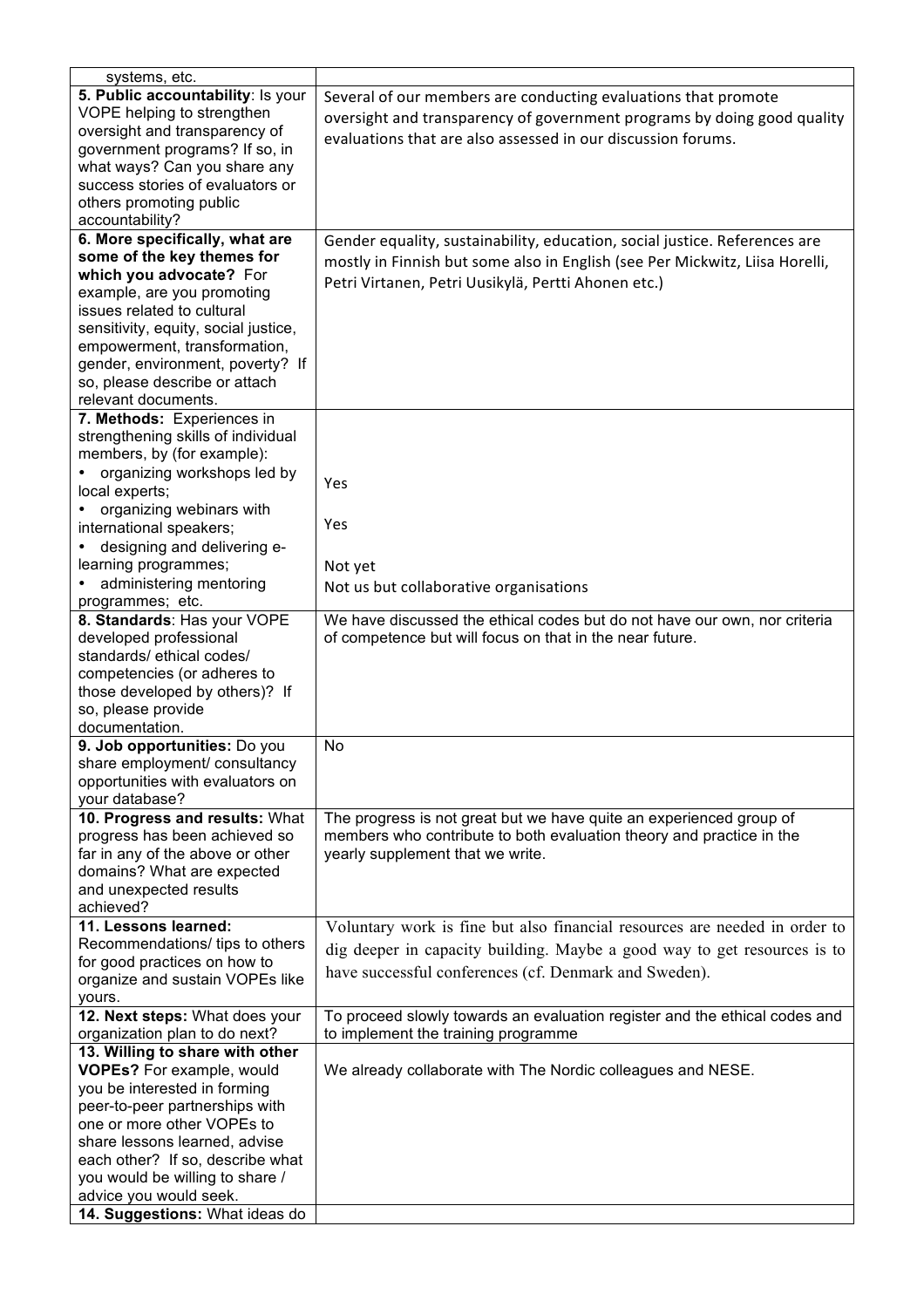| | |
|---|---|
| systems, etc. | |
| **5. Public accountability**: Is your VOPE helping to strengthen oversight and transparency of government programs? If so, in what ways? Can you share any success stories of evaluators or others promoting public accountability? | Several of our members are conducting evaluations that promote oversight and transparency of government programs by doing good quality evaluations that are also assessed in our discussion forums. |
| **6. More specifically, what are some of the key themes for which you advocate?** For example, are you promoting issues related to cultural sensitivity, equity, social justice, empowerment, transformation, gender, environment, poverty? If so, please describe or attach relevant documents. | Gender equality, sustainability, education, social justice. References are mostly in Finnish but some also in English (see Per Mickwitz, Liisa Horelli, Petri Virtanen, Petri Uusikylä, Pertti Ahonen etc.) |
| **7. Methods:** Experiences in strengthening skills of individual members, by (for example):<br>• organizing workshops led by local experts;<br>• organizing webinars with international speakers;<br>• designing and delivering e-learning programmes;<br>• administering mentoring programmes; etc. | Yes<br><br>Yes<br><br>Not yet<br>Not us but collaborative organisations |
| **8. Standards**: Has your VOPE developed professional standards/ ethical codes/ competencies (or adheres to those developed by others)? If so, please provide documentation. | We have discussed the ethical codes but do not have our own, nor criteria of competence but will focus on that in the near future. |
| **9. Job opportunities:** Do you share employment/ consultancy opportunities with evaluators on your database? | No |
| **10. Progress and results:** What progress has been achieved so far in any of the above or other domains? What are expected and unexpected results achieved? | The progress is not great but we have quite an experienced group of members who contribute to both evaluation theory and practice in the yearly supplement that we write. |
| **11. Lessons learned:** Recommendations/ tips to others for good practices on how to organize and sustain VOPEs like yours. | Voluntary work is fine but also financial resources are needed in order to dig deeper in capacity building. Maybe a good way to get resources is to have successful conferences (cf. Denmark and Sweden). |
| **12. Next steps:** What does your organization plan to do next? | To proceed slowly towards an evaluation register and the ethical codes and to implement the training programme |
| **13. Willing to share with other VOPEs?** For example, would you be interested in forming peer-to-peer partnerships with one or more other VOPEs to share lessons learned, advise each other? If so, describe what you would be willing to share / advice you would seek. | We already collaborate with The Nordic colleagues and NESE. |
| **14. Suggestions:** What ideas do | |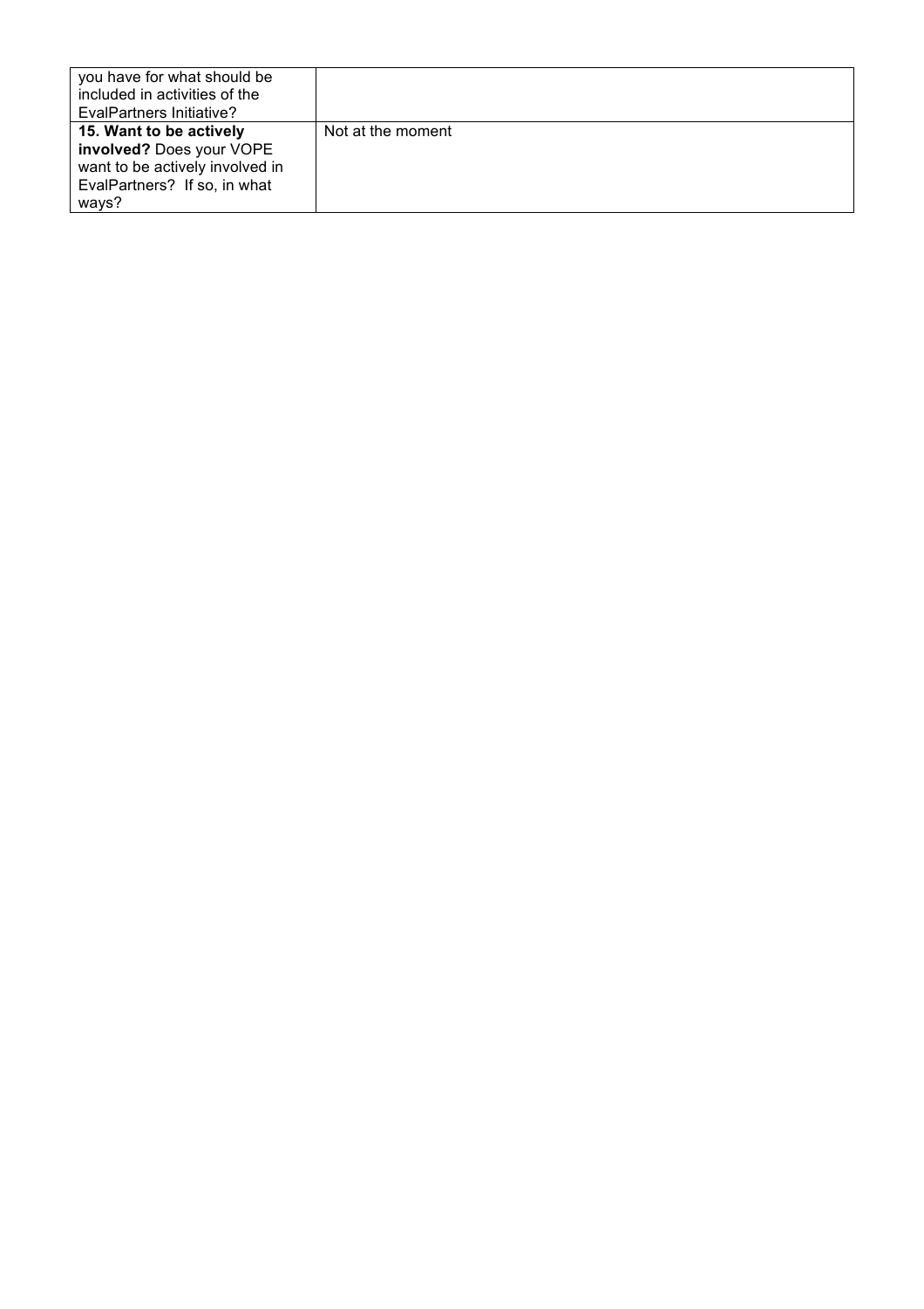| | |
|---|---|
| you have for what should be included in activities of the EvalPartners Initiative? | |
| **15. Want to be actively involved?** Does your VOPE want to be actively involved in EvalPartners? If so, in what ways? | Not at the moment |